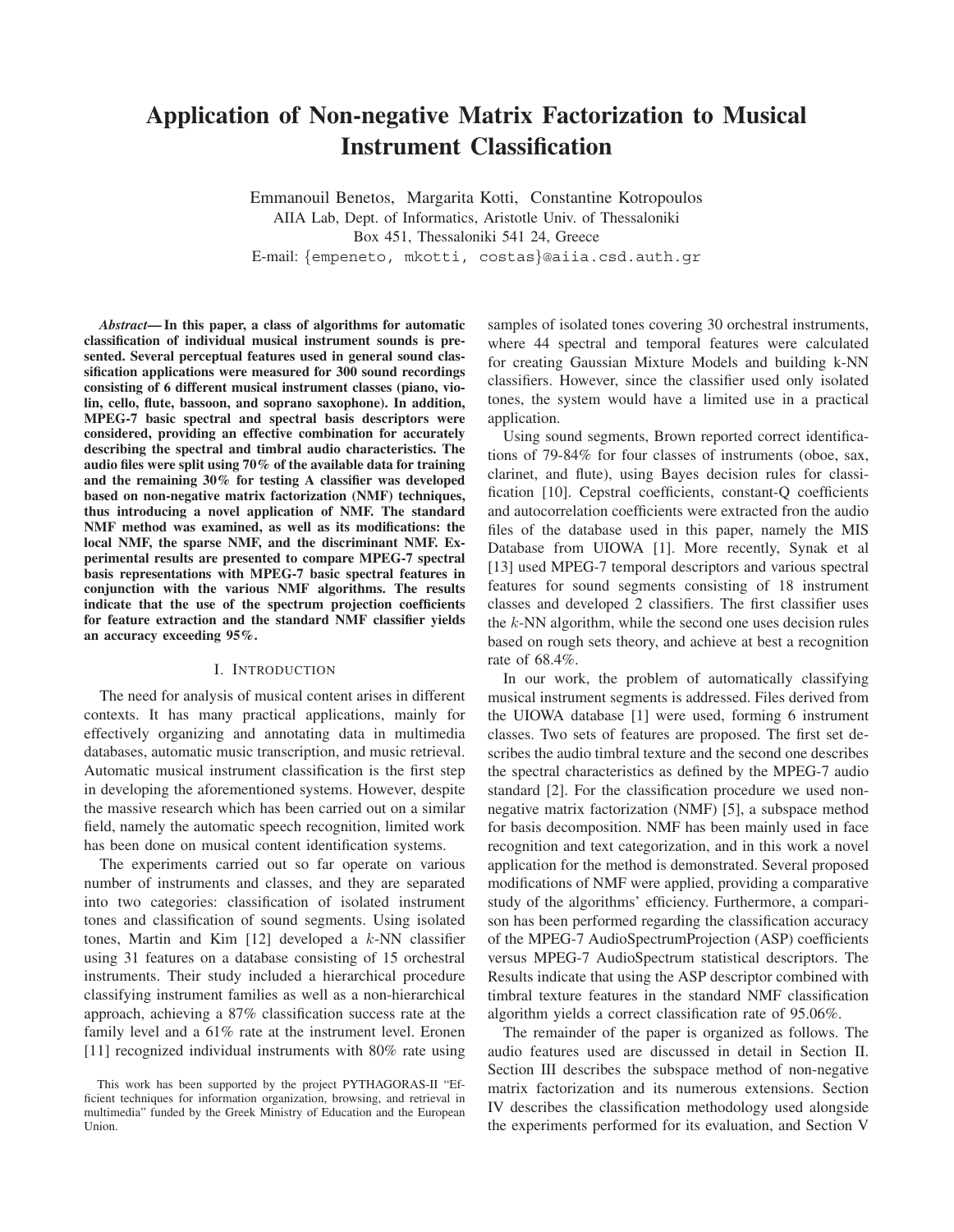# Application of Non-negative Matrix Factorization to Musical Instrument Classification

Emmanouil Benetos, Margarita Kotti, Constantine Kotropoulos
AIIA Lab, Dept. of Informatics, Aristotle Univ. of Thessaloniki
Box 451, Thessaloniki 541 24, Greece
E-mail: {empeneto, mkotti, costas}@aiia.csd.auth.gr

***Abstract*— In this paper, a class of algorithms for automatic classification of individual musical instrument sounds is presented. Several perceptual features used in general sound classification applications were measured for 300 sound recordings consisting of 6 different musical instrument classes (piano, violin, cello, flute, bassoon, and soprano saxophone). In addition, MPEG-7 basic spectral and spectral basis descriptors were considered, providing an effective combination for accurately describing the spectral and timbral audio characteristics. The audio files were split using 70% of the available data for training and the remaining 30% for testing A classifier was developed based on non-negative matrix factorization (NMF) techniques, thus introducing a novel application of NMF. The standard NMF method was examined, as well as its modifications: the local NMF, the sparse NMF, and the discriminant NMF. Experimental results are presented to compare MPEG-7 spectral basis representations with MPEG-7 basic spectral features in conjunction with the various NMF algorithms. The results indicate that the use of the spectrum projection coefficients for feature extraction and the standard NMF classifier yields an accuracy exceeding 95%.**

## I. Introduction

The need for analysis of musical content arises in different contexts. It has many practical applications, mainly for effectively organizing and annotating data in multimedia databases, automatic music transcription, and music retrieval. Automatic musical instrument classification is the first step in developing the aforementioned systems. However, despite the massive research which has been carried out on a similar field, namely the automatic speech recognition, limited work has been done on musical content identification systems.

The experiments carried out so far operate on various number of instruments and classes, and they are separated into two categories: classification of isolated instrument tones and classification of sound segments. Using isolated tones, Martin and Kim [12] developed a $k$-NN classifier using 31 features on a database consisting of 15 orchestral instruments. Their study included a hierarchical procedure classifying instrument families as well as a non-hierarchical approach, achieving a 87% classification success rate at the family level and a 61% rate at the instrument level. Eronen [11] recognized individual instruments with 80% rate using samples of isolated tones covering 30 orchestral instruments, where 44 spectral and temporal features were calculated for creating Gaussian Mixture Models and building k-NN classifiers. However, since the classifier used only isolated tones, the system would have a limited use in a practical application.

Using sound segments, Brown reported correct identifications of 79-84% for four classes of instruments (oboe, sax, clarinet, and flute), using Bayes decision rules for classification [10]. Cepstral coefficients, constant-Q coefficients and autocorrelation coefficients were extracted fron the audio files of the database used in this paper, namely the MIS Database from UIOWA [1]. More recently, Synak et al [13] used MPEG-7 temporal descriptors and various spectral features for sound segments consisting of 18 instrument classes and developed 2 classifiers. The first classifier uses the $k$-NN algorithm, while the second one uses decision rules based on rough sets theory, and achieve at best a recognition rate of 68.4%.

In our work, the problem of automatically classifying musical instrument segments is addressed. Files derived from the UIOWA database [1] were used, forming 6 instrument classes. Two sets of features are proposed. The first set describes the audio timbral texture and the second one describes the spectral characteristics as defined by the MPEG-7 audio standard [2]. For the classification procedure we used non-negative matrix factorization (NMF) [5], a subspace method for basis decomposition. NMF has been mainly used in face recognition and text categorization, and in this work a novel application for the method is demonstrated. Several proposed modifications of NMF were applied, providing a comparative study of the algorithms' efficiency. Furthermore, a comparison has been performed regarding the classification accuracy of the MPEG-7 AudioSpectrumProjection (ASP) coefficients versus MPEG-7 AudioSpectrum statistical descriptors. The Results indicate that using the ASP descriptor combined with timbral texture features in the standard NMF classification algorithm yields a correct classification rate of 95.06%.

The remainder of the paper is organized as follows. The audio features used are discussed in detail in Section II. Section III describes the subspace method of non-negative matrix factorization and its numerous extensions. Section IV describes the classification methodology used alongside the experiments performed for its evaluation, and Section V

This work has been supported by the project PYTHAGORAS-II "Efficient techniques for information organization, browsing, and retrieval in multimedia" funded by the Greek Ministry of Education and the European Union.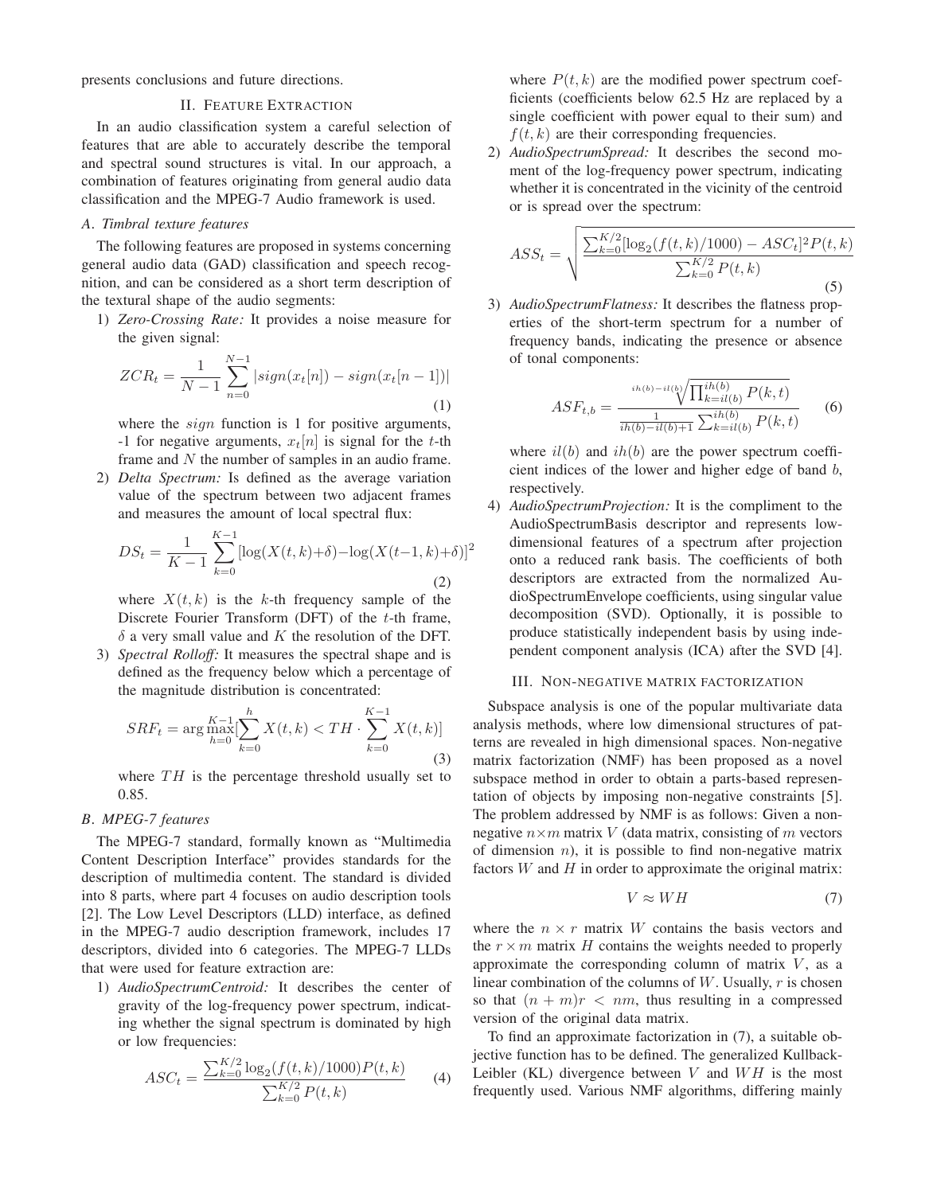presents conclusions and future directions.

## II. Feature Extraction

In an audio classification system a careful selection of features that are able to accurately describe the temporal and spectral sound structures is vital. In our approach, a combination of features originating from general audio data classification and the MPEG-7 Audio framework is used.

### A. Timbral texture features

The following features are proposed in systems concerning general audio data (GAD) classification and speech recognition, and can be considered as a short term description of the textural shape of the audio segments:

1) *Zero-Crossing Rate:* It provides a noise measure for the given signal:

$$ZCR_t = \frac{1}{N-1}\sum_{n=0}^{N-1} |sign(x_t[n]) - sign(x_t[n-1])| \tag{1}$$

where the $sign$ function is 1 for positive arguments, -1 for negative arguments, $x_t[n]$ is signal for the $t$-th frame and $N$ the number of samples in an audio frame.

2) *Delta Spectrum:* Is defined as the average variation value of the spectrum between two adjacent frames and measures the amount of local spectral flux:

$$DS_t = \frac{1}{K-1}\sum_{k=0}^{K-1} [\log(X(t,k)+\delta) - \log(X(t-1,k)+\delta)]^2 \tag{2}$$

where $X(t,k)$ is the $k$-th frequency sample of the Discrete Fourier Transform (DFT) of the $t$-th frame, $\delta$ a very small value and $K$ the resolution of the DFT.

3) *Spectral Rolloff:* It measures the spectral shape and is defined as the frequency below which a percentage of the magnitude distribution is concentrated:

$$SRF_t = \arg\max_{h=0}^{K-1}[\sum_{k=0}^{h} X(t,k) < TH \cdot \sum_{k=0}^{K-1} X(t,k)] \tag{3}$$

where $TH$ is the percentage threshold usually set to 0.85.

### B. MPEG-7 features

The MPEG-7 standard, formally known as "Multimedia Content Description Interface" provides standards for the description of multimedia content. The standard is divided into 8 parts, where part 4 focuses on audio description tools [2]. The Low Level Descriptors (LLD) interface, as defined in the MPEG-7 audio description framework, includes 17 descriptors, divided into 6 categories. The MPEG-7 LLDs that were used for feature extraction are:

1) *AudioSpectrumCentroid:* It describes the center of gravity of the log-frequency power spectrum, indicating whether the signal spectrum is dominated by high or low frequencies:

$$ASC_t = \frac{\sum_{k=0}^{K/2} \log_2(f(t,k)/1000)P(t,k)}{\sum_{k=0}^{K/2} P(t,k)} \tag{4}$$

where $P(t,k)$ are the modified power spectrum coefficients (coefficients below 62.5 Hz are replaced by a single coefficient with power equal to their sum) and $f(t,k)$ are their corresponding frequencies.

2) *AudioSpectrumSpread:* It describes the second moment of the log-frequency power spectrum, indicating whether it is concentrated in the vicinity of the centroid or is spread over the spectrum:

$$ASS_t = \sqrt{\frac{\sum_{k=0}^{K/2}[\log_2(f(t,k)/1000) - ASC_t]^2 P(t,k)}{\sum_{k=0}^{K/2} P(t,k)}} \tag{5}$$

3) *AudioSpectrumFlatness:* It describes the flatness properties of the short-term spectrum for a number of frequency bands, indicating the presence or absence of tonal components:

$$ASF_{t,b} = \frac{\sqrt[ih(b)-il(b)]{\prod_{k=il(b)}^{ih(b)} P(k,t)}}{\frac{1}{ih(b)-il(b)+1}\sum_{k=il(b)}^{ih(b)} P(k,t)} \tag{6}$$

where $il(b)$ and $ih(b)$ are the power spectrum coefficient indices of the lower and higher edge of band $b$, respectively.

4) *AudioSpectrumProjection:* It is the compliment to the AudioSpectrumBasis descriptor and represents low-dimensional features of a spectrum after projection onto a reduced rank basis. The coefficients of both descriptors are extracted from the normalized AudioSpectrumEnvelope coefficients, using singular value decomposition (SVD). Optionally, it is possible to produce statistically independent basis by using independent component analysis (ICA) after the SVD [4].

## III. Non-negative matrix factorization

Subspace analysis is one of the popular multivariate data analysis methods, where low dimensional structures of patterns are revealed in high dimensional spaces. Non-negative matrix factorization (NMF) has been proposed as a novel subspace method in order to obtain a parts-based representation of objects by imposing non-negative constraints [5]. The problem addressed by NMF is as follows: Given a non-negative $n \times m$ matrix $V$ (data matrix, consisting of $m$ vectors of dimension $n$), it is possible to find non-negative matrix factors $W$ and $H$ in order to approximate the original matrix:

$$V \approx WH \tag{7}$$

where the $n \times r$ matrix $W$ contains the basis vectors and the $r \times m$ matrix $H$ contains the weights needed to properly approximate the corresponding column of matrix $V$, as a linear combination of the columns of $W$. Usually, $r$ is chosen so that $(n+m)r < nm$, thus resulting in a compressed version of the original data matrix.

To find an approximate factorization in (7), a suitable objective function has to be defined. The generalized Kullback-Leibler (KL) divergence between $V$ and $WH$ is the most frequently used. Various NMF algorithms, differing mainly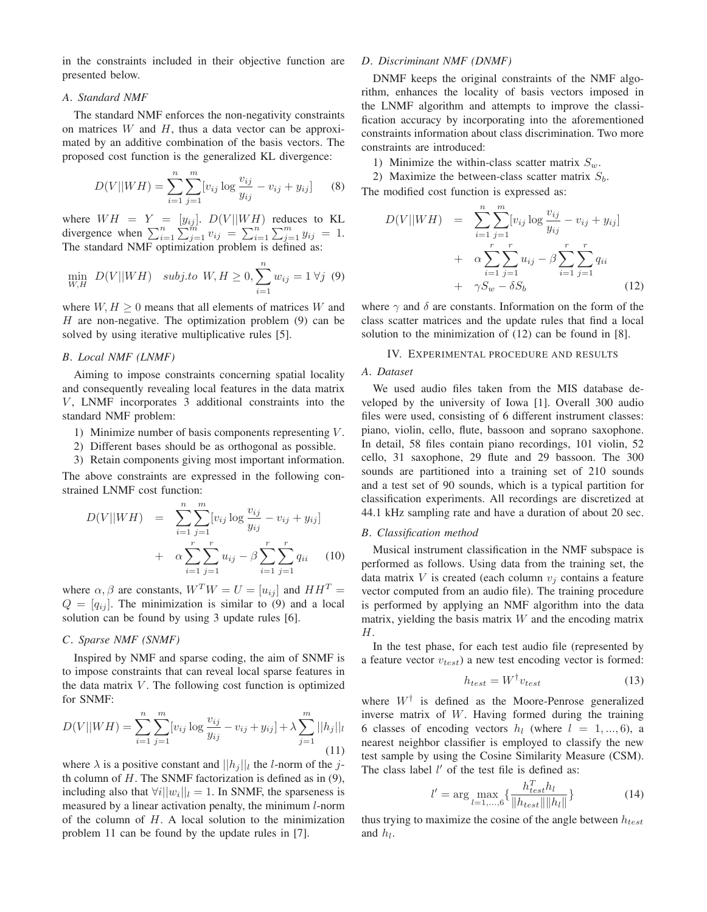in the constraints included in their objective function are presented below.

### A. Standard NMF

The standard NMF enforces the non-negativity constraints on matrices $W$ and $H$, thus a data vector can be approximated by an additive combination of the basis vectors. The proposed cost function is the generalized KL divergence:

$$D(V||WH) = \sum_{i=1}^{n}\sum_{j=1}^{m}[v_{ij}\log\frac{v_{ij}}{y_{ij}} - v_{ij} + y_{ij}] \quad (8)$$

where $WH = Y = [y_{ij}]$. $D(V||WH)$ reduces to KL divergence when $\sum_{i=1}^{n}\sum_{j=1}^{m} v_{ij} = \sum_{i=1}^{n}\sum_{j=1}^{m} y_{ij} = 1$. The standard NMF optimization problem is defined as:

$$\min_{W,H} \; D(V||WH) \quad subj.to \; W,H \geq 0, \sum_{i=1}^{n} w_{ij} = 1 \, \forall j \quad (9)$$

where $W, H \geq 0$ means that all elements of matrices $W$ and $H$ are non-negative. The optimization problem (9) can be solved by using iterative multiplicative rules [5].

### B. Local NMF (LNMF)

Aiming to impose constraints concerning spatial locality and consequently revealing local features in the data matrix $V$, LNMF incorporates 3 additional constraints into the standard NMF problem:

1) Minimize number of basis components representing $V$.
2) Different bases should be as orthogonal as possible.
3) Retain components giving most important information.

The above constraints are expressed in the following constrained LNMF cost function:

$$\begin{aligned} D(V||WH) &= \sum_{i=1}^{n}\sum_{j=1}^{m}[v_{ij}\log\frac{v_{ij}}{y_{ij}} - v_{ij} + y_{ij}] \\ &+ \alpha\sum_{i=1}^{r}\sum_{j=1}^{r} u_{ij} - \beta\sum_{i=1}^{r}\sum_{j=1}^{r} q_{ii} \end{aligned} \quad (10)$$

where $\alpha, \beta$ are constants, $W^TW = U = [u_{ij}]$ and $HH^T = Q = [q_{ij}]$. The minimization is similar to (9) and a local solution can be found by using 3 update rules [6].

### C. Sparse NMF (SNMF)

Inspired by NMF and sparse coding, the aim of SNMF is to impose constraints that can reveal local sparse features in the data matrix $V$. The following cost function is optimized for SNMF:

$$D(V||WH) = \sum_{i=1}^{n}\sum_{j=1}^{m}[v_{ij}\log\frac{v_{ij}}{y_{ij}} - v_{ij} + y_{ij}] + \lambda\sum_{j=1}^{m}||h_j||_l \quad (11)$$

where $\lambda$ is a positive constant and $||h_j||_l$ the $l$-norm of the $j$-th column of $H$. The SNMF factorization is defined as in (9), including also that $\forall i ||w_i||_l = 1$. In SNMF, the sparseness is measured by a linear activation penalty, the minimum $l$-norm of the column of $H$. A local solution to the minimization problem 11 can be found by the update rules in [7].

### D. Discriminant NMF (DNMF)

DNMF keeps the original constraints of the NMF algorithm, enhances the locality of basis vectors imposed in the LNMF algorithm and attempts to improve the classification accuracy by incorporating into the aforementioned constraints information about class discrimination. Two more constraints are introduced:

1) Minimize the within-class scatter matrix $S_w$.
2) Maximize the between-class scatter matrix $S_b$.

The modified cost function is expressed as:

$$\begin{aligned} D(V||WH) &= \sum_{i=1}^{n}\sum_{j=1}^{m}[v_{ij}\log\frac{v_{ij}}{y_{ij}} - v_{ij} + y_{ij}] \\ &+ \alpha\sum_{i=1}^{r}\sum_{j=1}^{r} u_{ij} - \beta\sum_{i=1}^{r}\sum_{j=1}^{r} q_{ii} \\ &+ \gamma S_w - \delta S_b \end{aligned} \quad (12)$$

where $\gamma$ and $\delta$ are constants. Information on the form of the class scatter matrices and the update rules that find a local solution to the minimization of (12) can be found in [8].

## IV. Experimental procedure and results

### A. Dataset

We used audio files taken from the MIS database developed by the university of Iowa [1]. Overall 300 audio files were used, consisting of 6 different instrument classes: piano, violin, cello, flute, bassoon and soprano saxophone. In detail, 58 files contain piano recordings, 101 violin, 52 cello, 31 saxophone, 29 flute and 29 bassoon. The 300 sounds are partitioned into a training set of 210 sounds and a test set of 90 sounds, which is a typical partition for classification experiments. All recordings are discretized at 44.1 kHz sampling rate and have a duration of about 20 sec.

### B. Classification method

Musical instrument classification in the NMF subspace is performed as follows. Using data from the training set, the data matrix $V$ is created (each column $v_j$ contains a feature vector computed from an audio file). The training procedure is performed by applying an NMF algorithm into the data matrix, yielding the basis matrix $W$ and the encoding matrix $H$.

In the test phase, for each test audio file (represented by a feature vector $v_{test}$) a new test encoding vector is formed:

$$h_{test} = W^{\dagger}v_{test} \quad (13)$$

where $W^{\dagger}$ is defined as the Moore-Penrose generalized inverse matrix of $W$. Having formed during the training 6 classes of encoding vectors $h_l$ (where $l = 1, ..., 6$), a nearest neighbor classifier is employed to classify the new test sample by using the Cosine Similarity Measure (CSM). The class label $l'$ of the test file is defined as:

$$l' = \arg\max_{l=1,\ldots,6}\left\{\frac{h_{test}^T h_l}{\|h_{test}\|\|h_l\|}\right\} \quad (14)$$

thus trying to maximize the cosine of the angle between $h_{test}$ and $h_l$.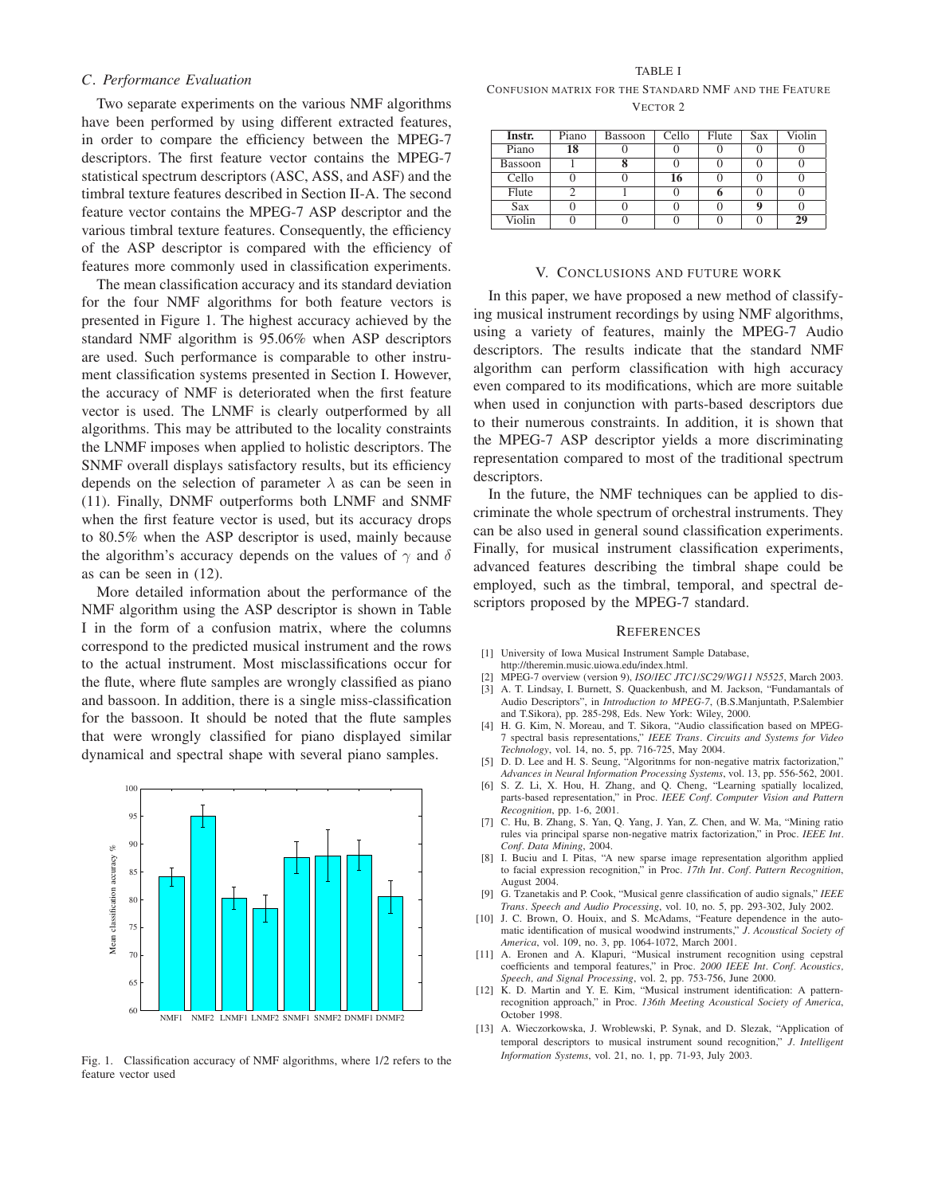### C. Performance Evaluation

Two separate experiments on the various NMF algorithms have been performed by using different extracted features, in order to compare the efficiency between the MPEG-7 descriptors. The first feature vector contains the MPEG-7 statistical spectrum descriptors (ASC, ASS, and ASF) and the timbral texture features described in Section II-A. The second feature vector contains the MPEG-7 ASP descriptor and the various timbral texture features. Consequently, the efficiency of the ASP descriptor is compared with the efficiency of features more commonly used in classification experiments.

The mean classification accuracy and its standard deviation for the four NMF algorithms for both feature vectors is presented in Figure 1. The highest accuracy achieved by the standard NMF algorithm is 95.06% when ASP descriptors are used. Such performance is comparable to other instrument classification systems presented in Section I. However, the accuracy of NMF is deteriorated when the first feature vector is used. The LNMF is clearly outperformed by all algorithms. This may be attributed to the locality constraints the LNMF imposes when applied to holistic descriptors. The SNMF overall displays satisfactory results, but its efficiency depends on the selection of parameter $\lambda$ as can be seen in (11). Finally, DNMF outperforms both LNMF and SNMF when the first feature vector is used, but its accuracy drops to 80.5% when the ASP descriptor is used, mainly because the algorithm's accuracy depends on the values of $\gamma$ and $\delta$ as can be seen in (12).

More detailed information about the performance of the NMF algorithm using the ASP descriptor is shown in Table I in the form of a confusion matrix, where the columns correspond to the predicted musical instrument and the rows to the actual instrument. Most misclassifications occur for the flute, where flute samples are wrongly classified as piano and bassoon. In addition, there is a single miss-classification for the bassoon. It should be noted that the flute samples that were wrongly classified for piano displayed similar dynamical and spectral shape with several piano samples.

100
95
90
85
80
75
70
65
60
Mean classification accuracy %
NMF1 NMF2 LNMF1 LNMF2 SNMF1 SNMF2 DNMF1 DNMF2

Fig. 1. Classification accuracy of NMF algorithms, where 1/2 refers to the feature vector used

TABLE I
CONFUSION MATRIX FOR THE STANDARD NMF AND THE FEATURE VECTOR 2

| Instr. | Piano | Bassoon | Cello | Flute | Sax | Violin |
|---|---|---|---|---|---|---|
| Piano | **18** | 0 | 0 | 0 | 0 | 0 |
| Bassoon | 1 | **8** | 0 | 0 | 0 | 0 |
| Cello | 0 | 0 | **16** | 0 | 0 | 0 |
| Flute | 2 | 1 | 0 | **6** | 0 | 0 |
| Sax | 0 | 0 | 0 | 0 | **9** | 0 |
| Violin | 0 | 0 | 0 | 0 | 0 | **29** |

## V. CONCLUSIONS AND FUTURE WORK

In this paper, we have proposed a new method of classifying musical instrument recordings by using NMF algorithms, using a variety of features, mainly the MPEG-7 Audio descriptors. The results indicate that the standard NMF algorithm can perform classification with high accuracy even compared to its modifications, which are more suitable when used in conjunction with parts-based descriptors due to their numerous constraints. In addition, it is shown that the MPEG-7 ASP descriptor yields a more discriminating representation compared to most of the traditional spectrum descriptors.

In the future, the NMF techniques can be applied to discriminate the whole spectrum of orchestral instruments. They can be also used in general sound classification experiments. Finally, for musical instrument classification experiments, advanced features describing the timbral shape could be employed, such as the timbral, temporal, and spectral descriptors proposed by the MPEG-7 standard.

## REFERENCES

[1] University of Iowa Musical Instrument Sample Database, http://theremin.music.uiowa.edu/index.html.

[2] MPEG-7 overview (version 9), *ISO/IEC JTC1/SC29/WG11 N5525*, March 2003.

[3] A. T. Lindsay, I. Burnett, S. Quackenbush, and M. Jackson, "Fundamantals of Audio Descriptors", in *Introduction to MPEG-7*, (B.S.Manjuntath, P.Salembier and T.Sikora), pp. 285-298, Eds. New York: Wiley, 2000.

[4] H. G. Kim, N. Moreau, and T. Sikora, "Audio classification based on MPEG-7 spectral basis representations," *IEEE Trans. Circuits and Systems for Video Technology*, vol. 14, no. 5, pp. 716-725, May 2004.

[5] D. D. Lee and H. S. Seung, "Algoritnms for non-negative matrix factorization," *Advances in Neural Information Processing Systems*, vol. 13, pp. 556-562, 2001.

[6] S. Z. Li, X. Hou, H. Zhang, and Q. Cheng, "Learning spatially localized, parts-based representation," in Proc. *IEEE Conf. Computer Vision and Pattern Recognition*, pp. 1-6, 2001.

[7] C. Hu, B. Zhang, S. Yan, Q. Yang, J. Yan, Z. Chen, and W. Ma, "Mining ratio rules via principal sparse non-negative matrix factorization," in Proc. *IEEE Int. Conf. Data Mining*, 2004.

[8] I. Buciu and I. Pitas, "A new sparse image representation algorithm applied to facial expression recognition," in Proc. *17th Int. Conf. Pattern Recognition*, August 2004.

[9] G. Tzanetakis and P. Cook, "Musical genre classification of audio signals," *IEEE Trans. Speech and Audio Processing*, vol. 10, no. 5, pp. 293-302, July 2002.

[10] J. C. Brown, O. Houix, and S. McAdams, "Feature dependence in the automatic identification of musical woodwind instruments," *J. Acoustical Society of America*, vol. 109, no. 3, pp. 1064-1072, March 2001.

[11] A. Eronen and A. Klapuri, "Musical instrument recognition using cepstral coefficients and temporal features," in Proc. *2000 IEEE Int. Conf. Acoustics, Speech, and Signal Processing*, vol. 2, pp. 753-756, June 2000.

[12] K. D. Martin and Y. E. Kim, "Musical instrument identification: A pattern-recognition approach," in Proc. *136th Meeting Acoustical Society of America*, October 1998.

[13] A. Wieczorkowska, J. Wroblewski, P. Synak, and D. Slezak, "Application of temporal descriptors to musical instrument sound recognition," *J. Intelligent Information Systems*, vol. 21, no. 1, pp. 71-93, July 2003.